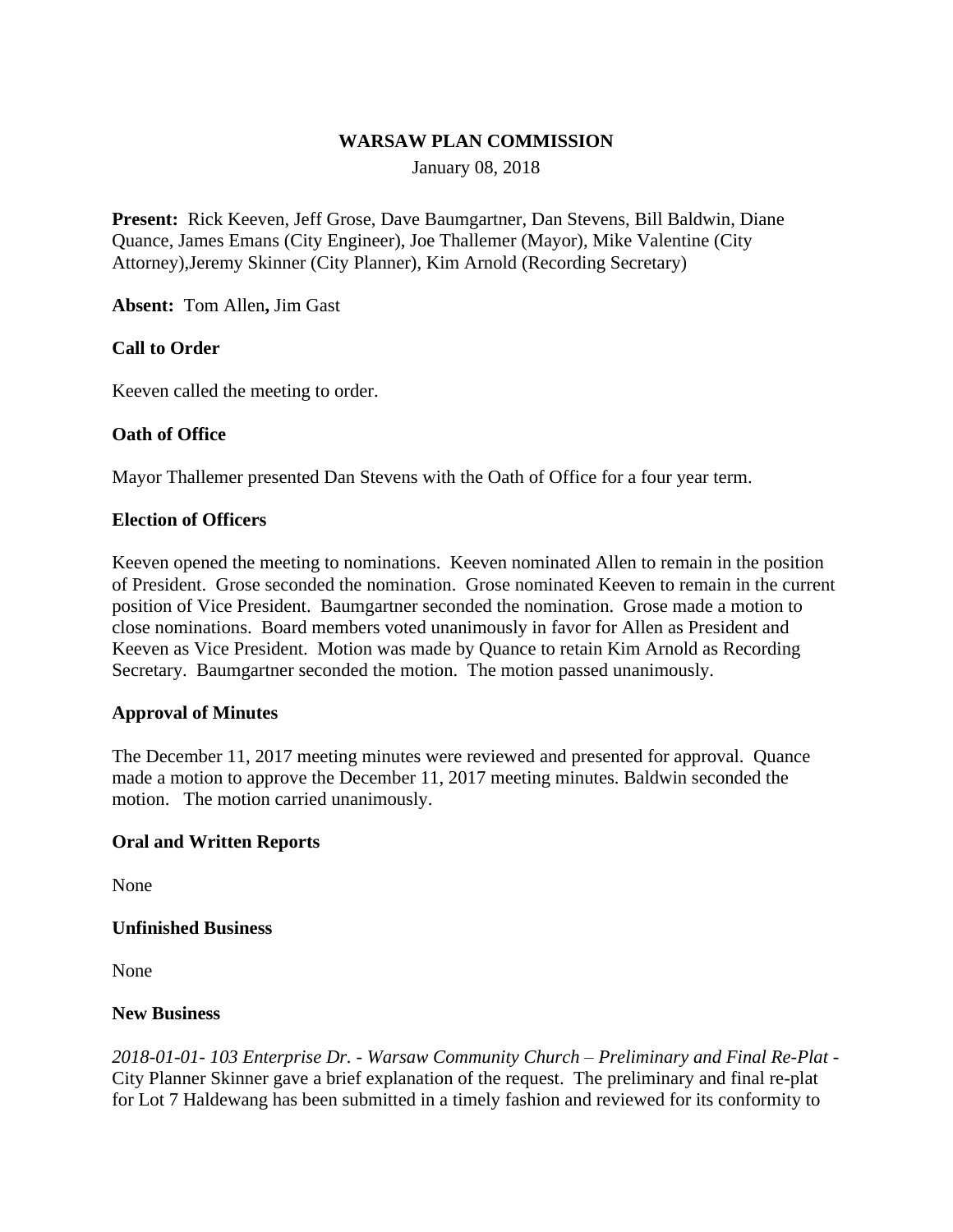**WARSAW PLAN COMMISSION**

January 08, 2018

**Present:** Rick Keeven, Jeff Grose, Dave Baumgartner, Dan Stevens, Bill Baldwin, Diane Quance, James Emans (City Engineer), Joe Thallemer (Mayor), Mike Valentine (City Attorney),Jeremy Skinner (City Planner), Kim Arnold (Recording Secretary)

**Absent:** Tom Allen**,** Jim Gast

**Call to Order**

Keeven called the meeting to order.

**Oath of Office**

Mayor Thallemer presented Dan Stevens with the Oath of Office for a four year term.

**Election of Officers**

Keeven opened the meeting to nominations. Keeven nominated Allen to remain in the position of President. Grose seconded the nomination. Grose nominated Keeven to remain in the current position of Vice President. Baumgartner seconded the nomination. Grose made a motion to close nominations. Board members voted unanimously in favor for Allen as President and Keeven as Vice President. Motion was made by Quance to retain Kim Arnold as Recording Secretary. Baumgartner seconded the motion. The motion passed unanimously.

**Approval of Minutes**

The December 11, 2017 meeting minutes were reviewed and presented for approval. Quance made a motion to approve the December 11, 2017 meeting minutes. Baldwin seconded the motion. The motion carried unanimously.

**Oral and Written Reports**

None

**Unfinished Business**

None

**New Business**

*2018-01-01- 103 Enterprise Dr. - Warsaw Community Church – Preliminary and Final Re-Plat* - City Planner Skinner gave a brief explanation of the request. The preliminary and final re-plat for Lot 7 Haldewang has been submitted in a timely fashion and reviewed for its conformity to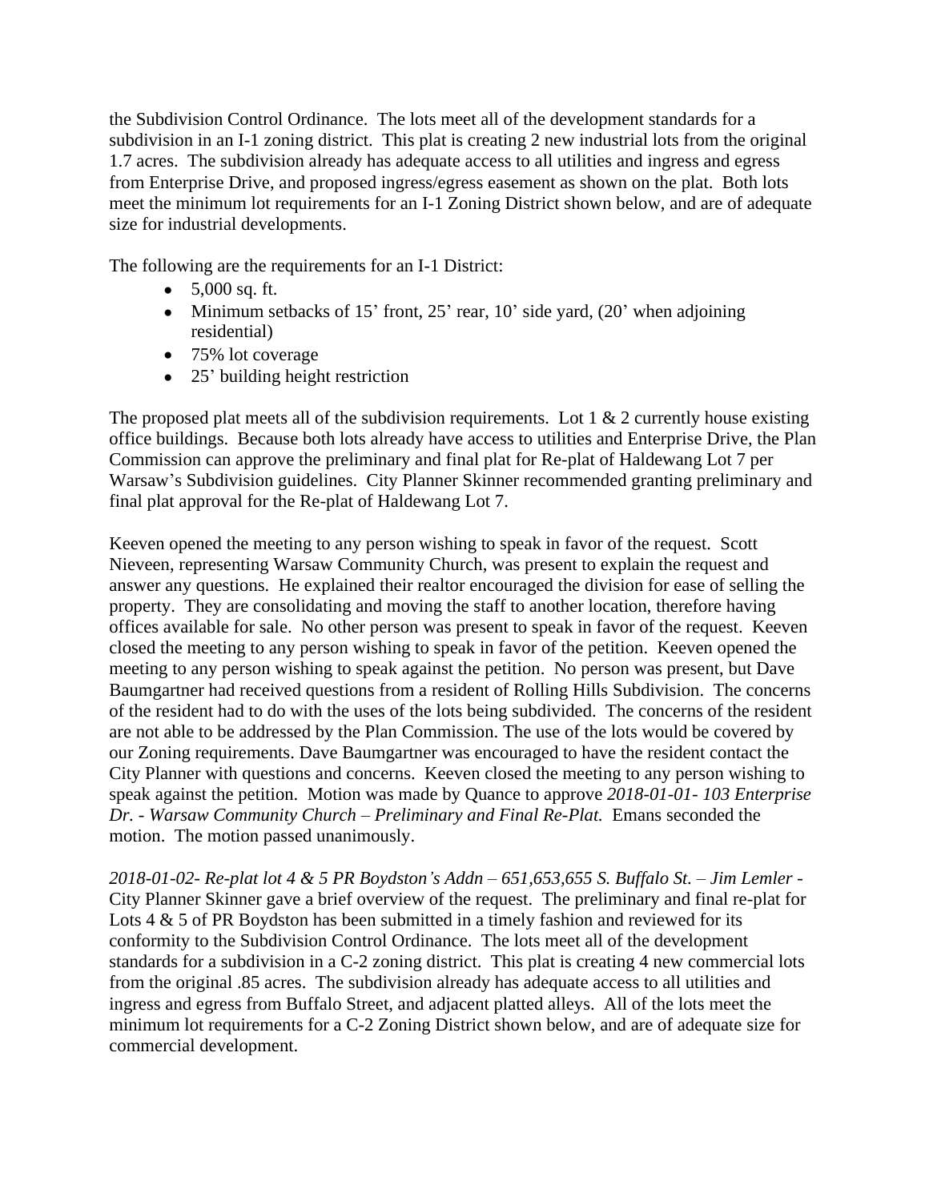the Subdivision Control Ordinance. The lots meet all of the development standards for a subdivision in an I-1 zoning district. This plat is creating 2 new industrial lots from the original 1.7 acres. The subdivision already has adequate access to all utilities and ingress and egress from Enterprise Drive, and proposed ingress/egress easement as shown on the plat. Both lots meet the minimum lot requirements for an I-1 Zoning District shown below, and are of adequate size for industrial developments.

The following are the requirements for an I-1 District:

- 5,000 sq. ft.
- Minimum setbacks of 15' front, 25' rear, 10' side yard, (20' when adjoining residential)
- 75% lot coverage
- 25' building height restriction

The proposed plat meets all of the subdivision requirements. Lot 1 & 2 currently house existing office buildings. Because both lots already have access to utilities and Enterprise Drive, the Plan Commission can approve the preliminary and final plat for Re-plat of Haldewang Lot 7 per Warsaw's Subdivision guidelines. City Planner Skinner recommended granting preliminary and final plat approval for the Re-plat of Haldewang Lot 7.

Keeven opened the meeting to any person wishing to speak in favor of the request. Scott Nieveen, representing Warsaw Community Church, was present to explain the request and answer any questions. He explained their realtor encouraged the division for ease of selling the property. They are consolidating and moving the staff to another location, therefore having offices available for sale. No other person was present to speak in favor of the request. Keeven closed the meeting to any person wishing to speak in favor of the petition. Keeven opened the meeting to any person wishing to speak against the petition. No person was present, but Dave Baumgartner had received questions from a resident of Rolling Hills Subdivision. The concerns of the resident had to do with the uses of the lots being subdivided. The concerns of the resident are not able to be addressed by the Plan Commission. The use of the lots would be covered by our Zoning requirements. Dave Baumgartner was encouraged to have the resident contact the City Planner with questions and concerns. Keeven closed the meeting to any person wishing to speak against the petition. Motion was made by Quance to approve *2018-01-01- 103 Enterprise Dr. - Warsaw Community Church – Preliminary and Final Re-Plat.* Emans seconded the motion. The motion passed unanimously.

*2018-01-02- Re-plat lot 4 & 5 PR Boydston's Addn – 651,653,655 S. Buffalo St. – Jim Lemler* - City Planner Skinner gave a brief overview of the request. The preliminary and final re-plat for Lots 4 & 5 of PR Boydston has been submitted in a timely fashion and reviewed for its conformity to the Subdivision Control Ordinance. The lots meet all of the development standards for a subdivision in a C-2 zoning district. This plat is creating 4 new commercial lots from the original .85 acres. The subdivision already has adequate access to all utilities and ingress and egress from Buffalo Street, and adjacent platted alleys. All of the lots meet the minimum lot requirements for a C-2 Zoning District shown below, and are of adequate size for commercial development.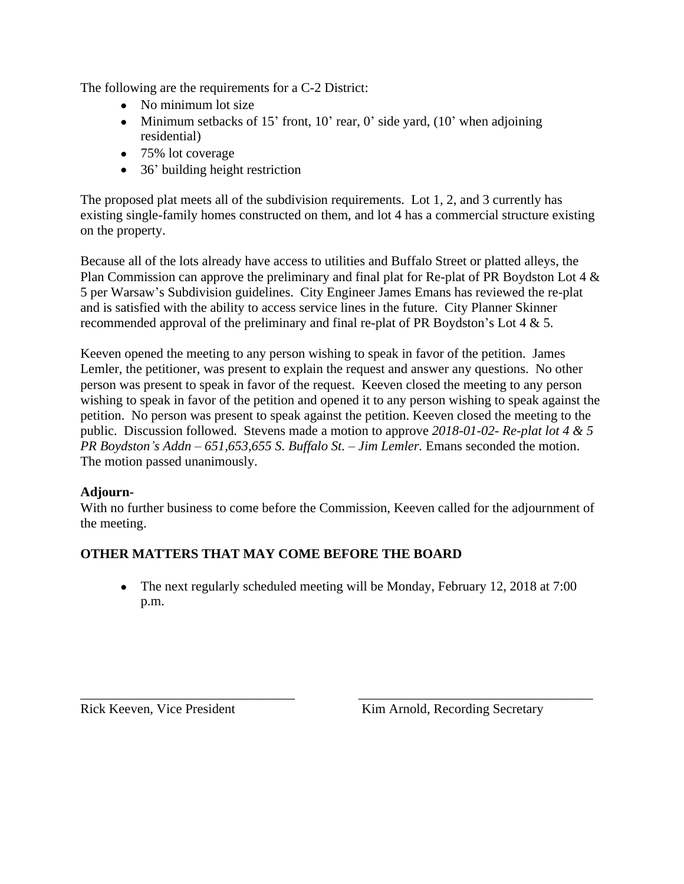The following are the requirements for a C-2 District:

- No minimum lot size
- Minimum setbacks of 15' front, 10' rear, 0' side yard, (10' when adjoining residential)
- 75% lot coverage
- 36' building height restriction

The proposed plat meets all of the subdivision requirements. Lot 1, 2, and 3 currently has existing single-family homes constructed on them, and lot 4 has a commercial structure existing on the property.

Because all of the lots already have access to utilities and Buffalo Street or platted alleys, the Plan Commission can approve the preliminary and final plat for Re-plat of PR Boydston Lot 4 & 5 per Warsaw's Subdivision guidelines. City Engineer James Emans has reviewed the re-plat and is satisfied with the ability to access service lines in the future. City Planner Skinner recommended approval of the preliminary and final re-plat of PR Boydston's Lot 4 & 5.

Keeven opened the meeting to any person wishing to speak in favor of the petition. James Lemler, the petitioner, was present to explain the request and answer any questions. No other person was present to speak in favor of the request. Keeven closed the meeting to any person wishing to speak in favor of the petition and opened it to any person wishing to speak against the petition. No person was present to speak against the petition. Keeven closed the meeting to the public. Discussion followed. Stevens made a motion to approve *2018-01-02- Re-plat lot 4 & 5 PR Boydston's Addn – 651,653,655 S. Buffalo St. – Jim Lemler*. Emans seconded the motion. The motion passed unanimously.

**Adjourn-**

With no further business to come before the Commission, Keeven called for the adjournment of the meeting.

**OTHER MATTERS THAT MAY COME BEFORE THE BOARD**

- The next regularly scheduled meeting will be Monday, February 12, 2018 at 7:00 p.m.

\_\_\_\_\_\_\_\_\_\_\_\_\_\_\_\_\_\_\_\_\_\_\_\_\_\_\_\_\_\_\_\_ \_\_\_\_\_\_\_\_\_\_\_\_\_\_\_\_\_\_\_\_\_\_\_\_\_\_\_\_\_\_\_\_\_\_\_

Rick Keeven, Vice President Kim Arnold, Recording Secretary